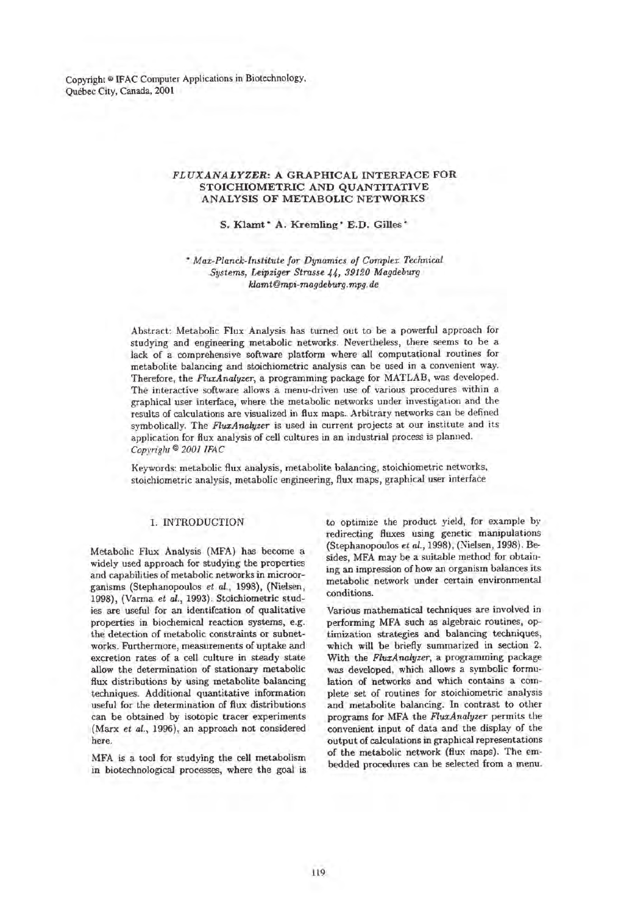Copyright © IFAC Computer Applications in Biotechnology, Québec City, Canada, 2001

# *FLUXANALYZER*: A GRAPHICAL INTERFACE FOR STOICHIOMETRIC AND QUANTITATIVE ANALYSIS OF METABOLIC NETWORKS

**S. Klamt* A. Kremling* E.D. Gilles***

\* *Max-Planck-Institute for Dynamics of Complex Technical Systems, Leipziger Strasse 44, 39120 Magdeburg*
*klamt@mpi-magdeburg.mpg.de*

Abstract: Metabolic Flux Analysis has turned out to be a powerful approach for studying and engineering metabolic networks. Nevertheless, there seems to be a lack of a comprehensive software platform where all computational routines for metabolite balancing and stoichiometric analysis can be used in a convenient way. Therefore, the *FluxAnalyzer*, a programming package for MATLAB, was developed. The interactive software allows a menu-driven use of various procedures within a graphical user interface, where the metabolic networks under investigation and the results of calculations are visualized in flux maps. Arbitrary networks can be defined symbolically. The *FluxAnalyzer* is used in current projects at our institute and its application for flux analysis of cell cultures in an industrial process is planned. *Copyright © 2001 IFAC*

Keywords: metabolic flux analysis, metabolite balancing, stoichiometric networks, stoichiometric analysis, metabolic engineering, flux maps, graphical user interface

## 1. INTRODUCTION

Metabolic Flux Analysis (MFA) has become a widely used approach for studying the properties and capabilities of metabolic networks in microorganisms (Stephanopoulos *et al.*, 1998), (Nielsen, 1998), (Varma *et al.*, 1993). Stoichiometric studies are useful for an identifcation of qualitative properties in biochemical reaction systems, e.g. the detection of metabolic constraints or subnetworks. Furthermore, measurements of uptake and excretion rates of a cell culture in steady state allow the determination of stationary metabolic flux distributions by using metabolite balancing techniques. Additional quantitative information useful for the determination of flux distributions can be obtained by isotopic tracer experiments (Marx *et al.*, 1996), an approach not considered here.

MFA is a tool for studying the cell metabolism in biotechnological processes, where the goal is to optimize the product yield, for example by redirecting fluxes using genetic manipulations (Stephanopoulos *et al.*, 1998), (Nielsen, 1998). Besides, MFA may be a suitable method for obtaining an impression of how an organism balances its metabolic network under certain environmental conditions.

Various mathematical techniques are involved in performing MFA such as algebraic routines, optimization strategies and balancing techniques, which will be briefly summarized in section 2. With the *FluxAnalyzer*, a programming package was developed, which allows a symbolic formulation of networks and which contains a complete set of routines for stoichiometric analysis and metabolite balancing. In contrast to other programs for MFA the *FluxAnalyzer* permits the convenient input of data and the display of the output of calculations in graphical representations of the metabolic network (flux maps). The embedded procedures can be selected from a menu.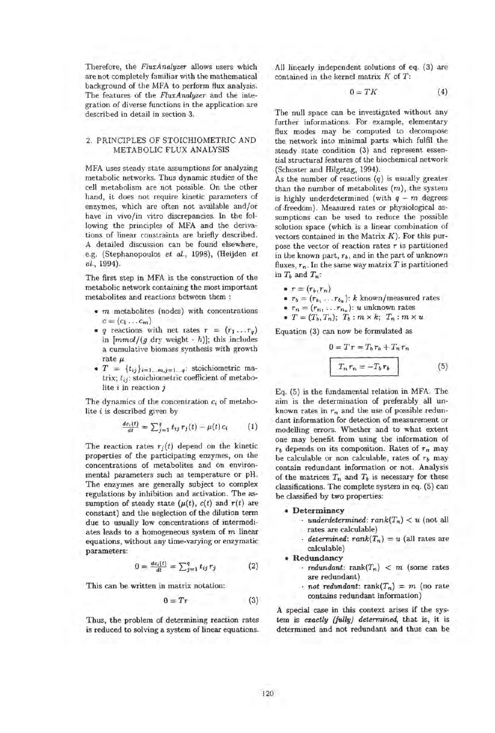Therefore, the *FluxAnalyzer* allows users which are not completely familiar with the mathematical background of the MFA to perform flux analysis. The features of the *FluxAnalyzer* and the integration of diverse functions in the application are described in detail in section 3.

## 2. PRINCIPLES OF STOICHIOMETRIC AND METABOLIC FLUX ANALYSIS

MFA uses steady state assumptions for analyzing metabolic networks. Thus dynamic studies of the cell metabolism are not possible. On the other hand, it does not require kinetic parameters of enzymes, which are often not available and/or have in vivo/in vitro discrepancies. In the following the principles of MFA and the derivations of linear constraints are briefly described. A detailed discussion can be found elsewhere, e.g. (Stephanopoulos *et al.*, 1998), (Heijden *et al.*, 1994).

The first step in MFA is the construction of the metabolic network containing the most important metabolites and reactions between them :

- $m$ metabolites (nodes) with concentrations $c = (c_1 \dots c_m)$
- $q$ reactions with net rates $r = (r_1 \dots r_q)$ in $[mmol/(g \text{ dry weight} \cdot h)]$; this includes a cumulative biomass synthesis with growth rate $\mu$
- $T = \{t_{ij}\}_{i=1\dots m, j=1\dots q}$: stoichiometric matrix; $t_{ij}$: stoichiometric coefficient of metabolite $i$ in reaction $j$

The dynamics of the concentration $c_i$ of metabolite $i$ is described given by

$$\frac{dc_i(t)}{dt} = \sum_{j=1}^{q} t_{ij}\, r_j(t) - \mu(t)\, c_i \qquad (1)$$

The reaction rates $r_j(t)$ depend on the kinetic properties of the participating enzymes, on the concentrations of metabolites and on environmental parameters such as temperature or pH. The enzymes are generally subject to complex regulations by inhibition and activation. The assumption of steady state ($\mu(t)$, $c(t)$ and $r(t)$ are constant) and the neglection of the dilution term due to usually low concentrations of intermediates leads to a homogeneous system of $m$ linear equations, without any time-varying or enzymatic parameters:

$$0 = \frac{dc_i(t)}{dt} = \sum_{j=1}^{q} t_{ij}\, r_j \qquad (2)$$

This can be written in matrix notation:

$$0 = Tr \qquad (3)$$

Thus, the problem of determining reaction rates is reduced to solving a system of linear equations. All linearly independent solutions of eq. (3) are contained in the kernel matrix $K$ of $T$:

$$0 = TK \qquad (4)$$

The null space can be investigated without any further informations. For example, elementary flux modes may be computed to decompose the network into minimal parts which fulfil the steady state condition (3) and represent essential structural features of the biochemical network (Schuster and Hilgetag, 1994).

As the number of reactions ($q$) is usually greater than the number of metabolites ($m$), the system is highly underdetermined (with $q - m$ degrees of freedom). Measured rates or physiological assumptions can be used to reduce the possible solution space (which is a linear combination of vectors contained in the Matrix $K$). For this purpose the vector of reaction rates $r$ is partitioned in the known part, $r_b$, and in the part of unknown fluxes, $r_n$. In the same way matrix $T$ is partitioned in $T_b$ and $T_n$:

- $r = (r_b, r_n)$
- $r_b = (r_{b_1} \dots r_{b_k})$: $k$ known/measured rates
- $r_n = (r_{n_1} \dots r_{n_u})$: $u$ unknown rates
- $T = (T_b, T_n)$; $T_b : m \times k$; $T_n : m \times u$

Equation (3) can now be formulated as

$$0 = T\,r = T_b\, r_b + T_n\, r_n$$

$$\boxed{T_n\, r_n = -T_b\, r_b} \qquad (5)$$

Eq. (5) is the fundamental relation in MFA. The aim is the determination of preferably all unknown rates in $r_n$ and the use of possible redundant information for detection of measurement or modelling errors. Whether and to what extent one may benefit from using the information of $r_b$ depends on its composition. Rates of $r_n$ may be calculable or non calculable, rates of $r_b$ may contain redundant information or not. Analysis of the matrices $T_n$ and $T_b$ is necessary for these classifications. The complete system in eq. (5) can be classified by two properties:

- **Determinacy**
  - *underdetermined*: $rank(T_n) < u$ (not all rates are calculable)
  - *determined*: $rank(T_n) = u$ (all rates are calculable)
- **Redundancy**
  - *redundant*: $\text{rank}(T_n) < m$ (some rates are redundant)
  - *not redundant*: $\text{rank}(T_n) = m$ (no rate contains redundant information)

A special case in this context arises if the system is ***exactly (fully) determined***, that is, it is determined and not redundant and thus can be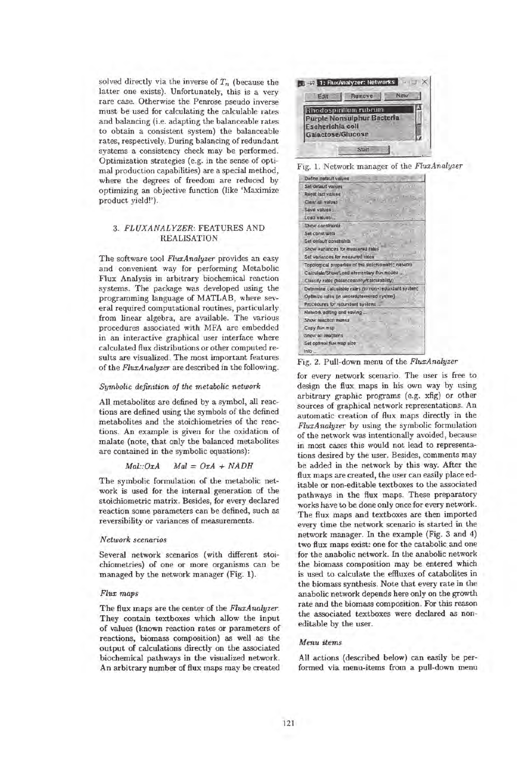solved directly via the inverse of $T_n$ (because the latter one exists). Unfortunately, this is a very rare case. Otherwise the Penrose pseudo inverse must be used for calculating the calculable rates and balancing (i.e. adapting the balanceable rates to obtain a consistent system) the balanceable rates, respectively. During balancing of redundant systems a consistency check may be performed. Optimization strategies (e.g. in the sense of optimal production capabilities) are a special method, where the degrees of freedom are reduced by optimizing an objective function (like 'Maximize product yield!').

## 3. *FLUXANALYZER*: FEATURES AND REALISATION

The software tool *FluxAnalyzer* provides an easy and convenient way for performing Metabolic Flux Analysis in arbitrary biochemical reaction systems. The package was developed using the programming language of MATLAB, where several required computational routines, particularly from linear algebra, are available. The various procedures associated with MFA are embedded in an interactive graphical user interface where calculated flux distributions or other computed results are visualized. The most important features of the *FluxAnalyzer* are described in the following.

### *Symbolic definition of the metabolic network*

All metabolites are defined by a symbol, all reactions are defined using the symbols of the defined metabolites and the stoichiometries of the reactions. An example is given for the oxidation of malate (note, that only the balanced metabolites are contained in the symbolic equations):

$$Mal::OxA \qquad Mal = OxA + NADH$$

The symbolic formulation of the metabolic network is used for the internal generation of the stoichiometric matrix. Besides, for every declared reaction some parameters can be defined, such as reversibility or variances of measurements.

### *Network scenarios*

Several network scenarios (with different stoichiometries) of one or more organisms can be managed by the network manager (Fig. 1).

### *Flux maps*

The flux maps are the center of the *FluxAnalyzer*. They contain textboxes which allow the input of values (known reaction rates or parameters of reactions, biomass composition) as well as the output of calculations directly on the associated biochemical pathways in the visualized network. An arbitrary number of flux maps may be created

Fig. 1. Network manager of the *FluxAnalyzer*

Fig. 2. Pull-down menu of the *FluxAnalyzer*

for every network scenario. The user is free to design the flux maps in his own way by using arbitrary graphic programs (e.g. xfig) or other sources of graphical network representations. An automatic creation of flux maps directly in the *FluxAnalyzer* by using the symbolic formulation of the network was intentionally avoided, because in most cases this would not lead to representations desired by the user. Besides, comments may be added in the network by this way. After the flux maps are created, the user can easily place editable or non-editable textboxes to the associated pathways in the flux maps. These preparatory works have to be done only once for every network. The flux maps and textboxes are then imported every time the network scenario is started in the network manager. In the example (Fig. 3 and 4) two flux maps exist: one for the catabolic and one for the anabolic network. In the anabolic network the biomass composition may be entered which is used to calculate the effluxes of catabolites in the biomass synthesis. Note that every rate in the anabolic network depends here only on the growth rate and the biomass composition. For this reason the associated textboxes were declared as non-editable by the user.

### *Menu items*

All actions (described below) can easily be performed via menu-items from a pull-down menu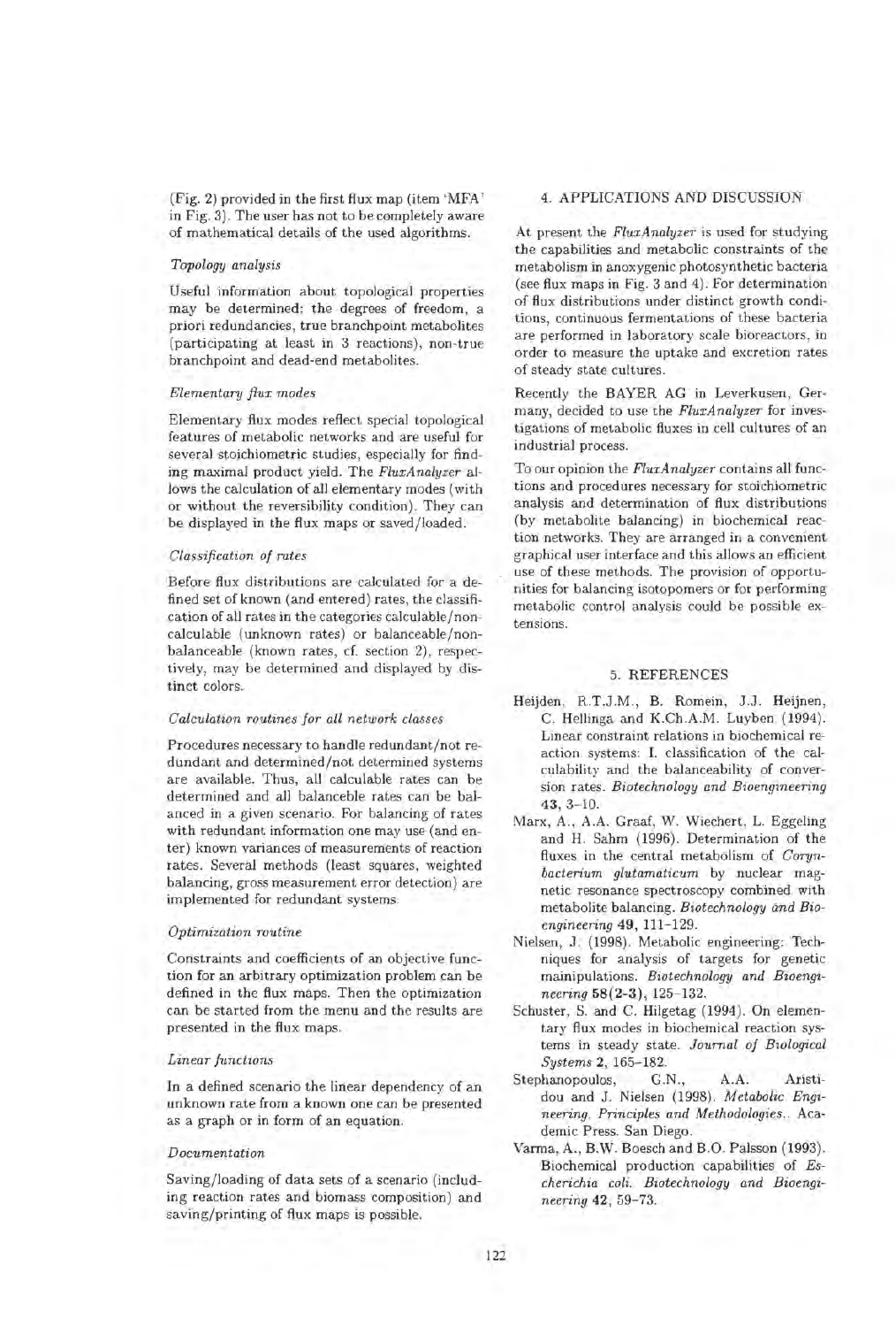(Fig. 2) provided in the first flux map (item 'MFA' in Fig. 3). The user has not to be completely aware of mathematical details of the used algorithms.

*Topology analysis*

Useful information about topological properties may be determined: the degrees of freedom, a priori redundancies, true branchpoint metabolites (participating at least in 3 reactions), non-true branchpoint and dead-end metabolites.

*Elementary flux modes*

Elementary flux modes reflect special topological features of metabolic networks and are useful for several stoichiometric studies, especially for finding maximal product yield. The *FluxAnalyzer* allows the calculation of all elementary modes (with or without the reversibility condition). They can be displayed in the flux maps or saved/loaded.

*Classification of rates*

Before flux distributions are calculated for a defined set of known (and entered) rates, the classification of all rates in the categories calculable/non-calculable (unknown rates) or balanceable/non-balanceable (known rates, cf. section 2), respectively, may be determined and displayed by distinct colors.

*Calculation routines for all network classes*

Procedures necessary to handle redundant/not redundant and determined/not determined systems are available. Thus, all calculable rates can be determined and all balanceble rates can be balanced in a given scenario. For balancing of rates with redundant information one may use (and enter) known variances of measurements of reaction rates. Several methods (least squares, weighted balancing, gross measurement error detection) are implemented for redundant systems.

*Optimization routine*

Constraints and coefficients of an objective function for an arbitrary optimization problem can be defined in the flux maps. Then the optimization can be started from the menu and the results are presented in the flux maps.

*Linear functions*

In a defined scenario the linear dependency of an unknown rate from a known one can be presented as a graph or in form of an equation.

*Documentation*

Saving/loading of data sets of a scenario (including reaction rates and biomass composition) and saving/printing of flux maps is possible.

## 4. APPLICATIONS AND DISCUSSION

At present the *FluxAnalyzer* is used for studying the capabilities and metabolic constraints of the metabolism in anoxygenic photosynthetic bacteria (see flux maps in Fig. 3 and 4). For determination of flux distributions under distinct growth conditions, continuous fermentations of these bacteria are performed in laboratory scale bioreactors, in order to measure the uptake and excretion rates of steady state cultures.

Recently the BAYER AG in Leverkusen, Germany, decided to use the *FluxAnalyzer* for investigations of metabolic fluxes in cell cultures of an industrial process.

To our opinion the *FluxAnalyzer* contains all functions and procedures necessary for stoichiometric analysis and determination of flux distributions (by metabolite balancing) in biochemical reaction networks. They are arranged in a convenient graphical user interface and this allows an efficient use of these methods. The provision of opportunities for balancing isotopomers or for performing metabolic control analysis could be possible extensions.

## 5. REFERENCES

Heijden, R.T.J.M., B. Romein, J.J. Heijnen, C. Hellinga and K.Ch.A.M. Luyben (1994). Linear constraint relations in biochemical reaction systems: I. classification of the calculability and the balanceability of conversion rates. *Biotechnology and Bioengineering* **43**, 3–10.

Marx, A., A.A. Graaf, W. Wiechert, L. Eggeling and H. Sahm (1996). Determination of the fluxes in the central metabolism of *Corynbacterium glutamaticum* by nuclear magnetic resonance spectroscopy combined with metabolite balancing. *Biotechnology and Bioengineering* **49**, 111–129.

Nielsen, J. (1998). Metabolic engineering: Techniques for analysis of targets for genetic mainipulations. *Biotechnology and Bioengineering* **58(2-3)**, 125–132.

Schuster, S. and C. Hilgetag (1994). On elementary flux modes in biochemical reaction systems in steady state. *Journal of Biological Systems* **2**, 165–182.

Stephanopoulos, G.N., A.A. Aristidou and J. Nielsen (1998). *Metabolic Engineering. Principles and Methodologies.*. Academic Press. San Diego.

Varma, A., B.W. Boesch and B.O. Palsson (1993). Biochemical production capabilities of *Escherichia coli*. *Biotechnology and Bioengineering* **42**, 59–73.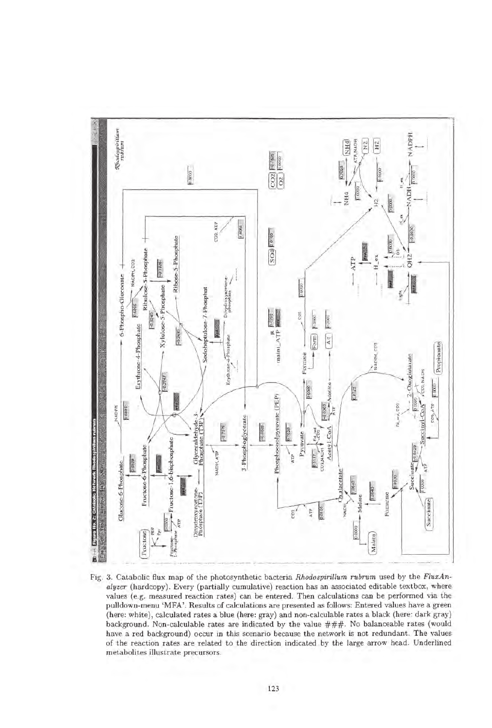Fig. 3. Catabolic flux map of the photosynthetic bacteria *Rhodospirillum rubrum* used by the *FluxAnalyzer* (hardcopy). Every (partially cumulative) reaction has an associated editable textbox, where values (e.g. measured reaction rates) can be entered. Then calculations can be performed via the pulldown-menu 'MFA'. Results of calculations are presented as follows: Entered values have a green (here: white), calculated rates a blue (here: gray) and non-calculable rates a black (here: dark gray) background. Non-calculable rates are indicated by the value ###. No balanceable rates (would have a red background) occur in this scenario because the network is not redundant. The values of the reaction rates are related to the direction indicated by the large arrow head. Underlined metabolites illustrate precursors.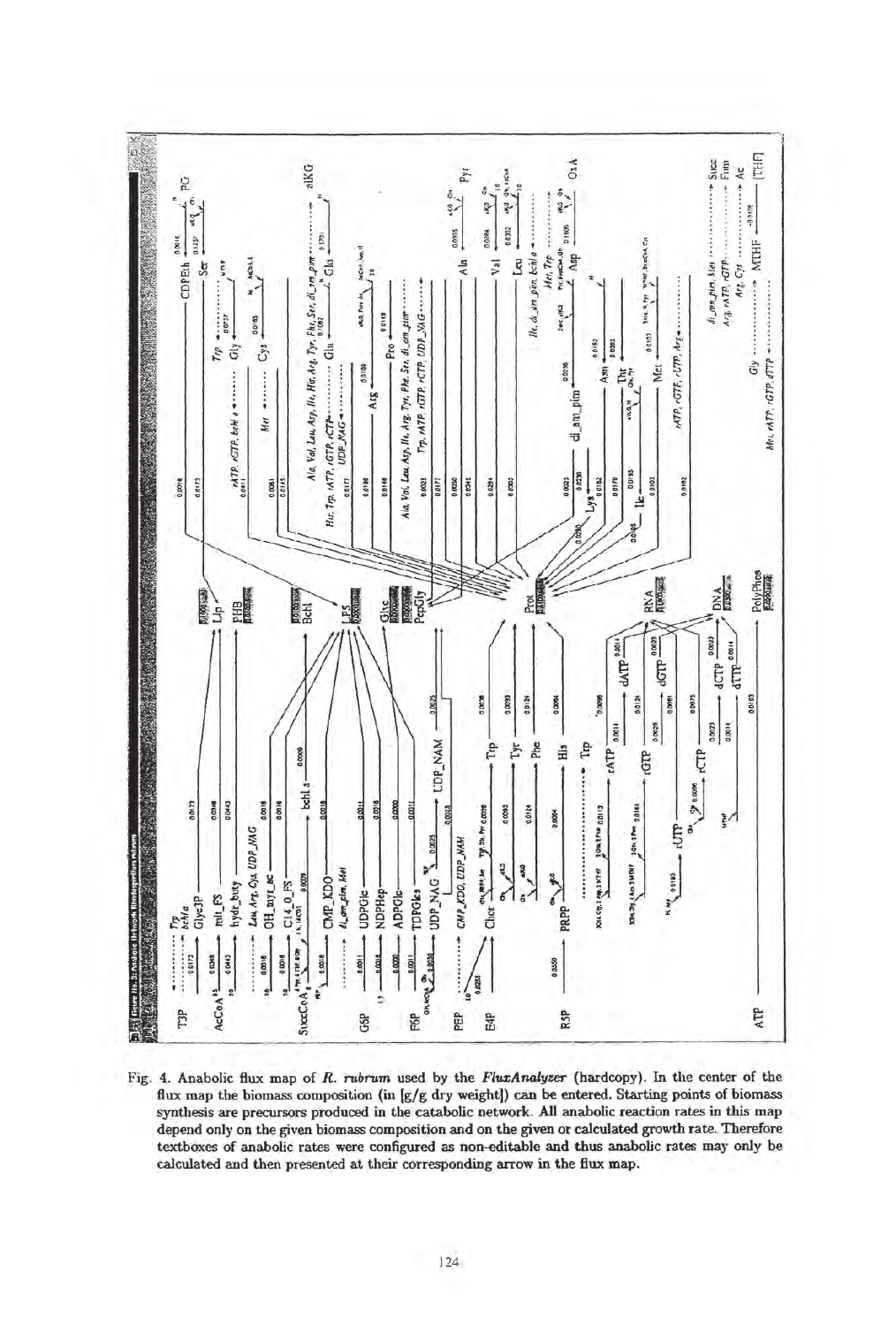Fig. 4. Anabolic flux map of *R. rubrum* used by the *FluxAnalyzer* (hardcopy). In the center of the flux map the biomass composition (in [g/g dry weight]) can be entered. Starting points of biomass synthesis are precursors produced in the catabolic network. All anabolic reaction rates in this map depend only on the given biomass composition and on the given or calculated growth rate. Therefore textboxes of anabolic rates were configured as non-editable and thus anabolic rates may only be calculated and then presented at their corresponding arrow in the flux map.